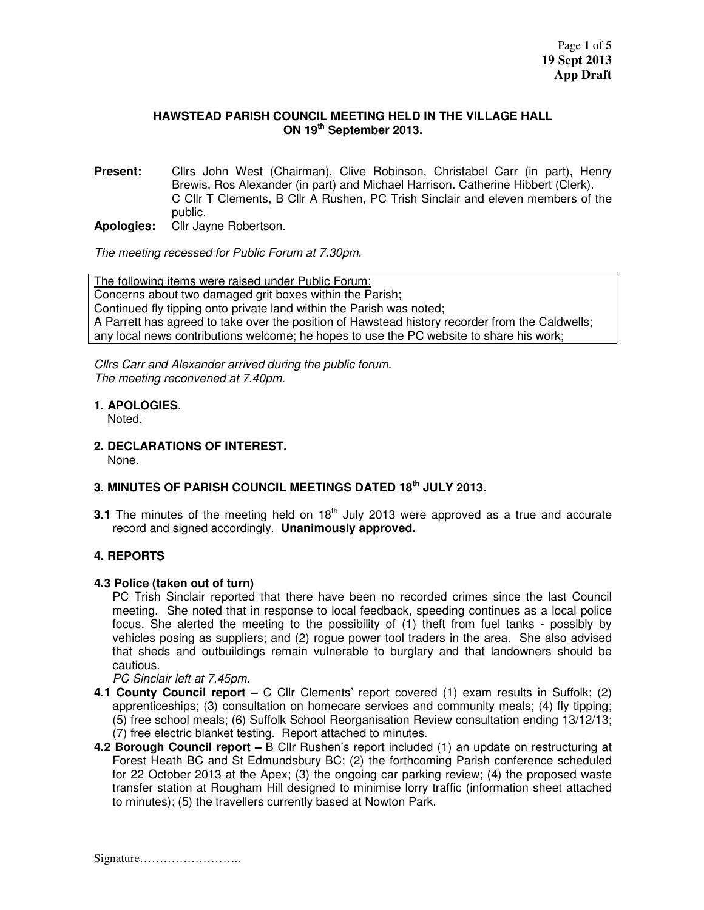**HAWSTEAD PARISH COUNCIL MEETING HELD IN THE VILLAGE HALL ON 19th September 2013.**

**Present:** Cllrs John West (Chairman), Clive Robinson, Christabel Carr (in part), Henry Brewis, Ros Alexander (in part) and Michael Harrison. Catherine Hibbert (Clerk). C Cllr T Clements, B Cllr A Rushen, PC Trish Sinclair and eleven members of the public.

**Apologies:** Cllr Jayne Robertson.

*The meeting recessed for Public Forum at 7.30pm.*

The following items were raised under Public Forum:
Concerns about two damaged grit boxes within the Parish;
Continued fly tipping onto private land within the Parish was noted;
A Parrett has agreed to take over the position of Hawstead history recorder from the Caldwells; any local news contributions welcome; he hopes to use the PC website to share his work;

*Cllrs Carr and Alexander arrived during the public forum.*
*The meeting reconvened at 7.40pm.*

**1. APOLOGIES**.
Noted.

**2. DECLARATIONS OF INTEREST.**
None.

**3. MINUTES OF PARISH COUNCIL MEETINGS DATED 18th JULY 2013.**

**3.1** The minutes of the meeting held on 18th July 2013 were approved as a true and accurate record and signed accordingly. **Unanimously approved.**

**4. REPORTS**

**4.3 Police (taken out of turn)**

PC Trish Sinclair reported that there have been no recorded crimes since the last Council meeting. She noted that in response to local feedback, speeding continues as a local police focus. She alerted the meeting to the possibility of (1) theft from fuel tanks - possibly by vehicles posing as suppliers; and (2) rogue power tool traders in the area. She also advised that sheds and outbuildings remain vulnerable to burglary and that landowners should be cautious.

*PC Sinclair left at 7.45pm.*

**4.1 County Council report –** C Cllr Clements' report covered (1) exam results in Suffolk; (2) apprenticeships; (3) consultation on homecare services and community meals; (4) fly tipping; (5) free school meals; (6) Suffolk School Reorganisation Review consultation ending 13/12/13; (7) free electric blanket testing. Report attached to minutes.

**4.2 Borough Council report –** B Cllr Rushen's report included (1) an update on restructuring at Forest Heath BC and St Edmundsbury BC; (2) the forthcoming Parish conference scheduled for 22 October 2013 at the Apex; (3) the ongoing car parking review; (4) the proposed waste transfer station at Rougham Hill designed to minimise lorry traffic (information sheet attached to minutes); (5) the travellers currently based at Nowton Park.

Signature……………………..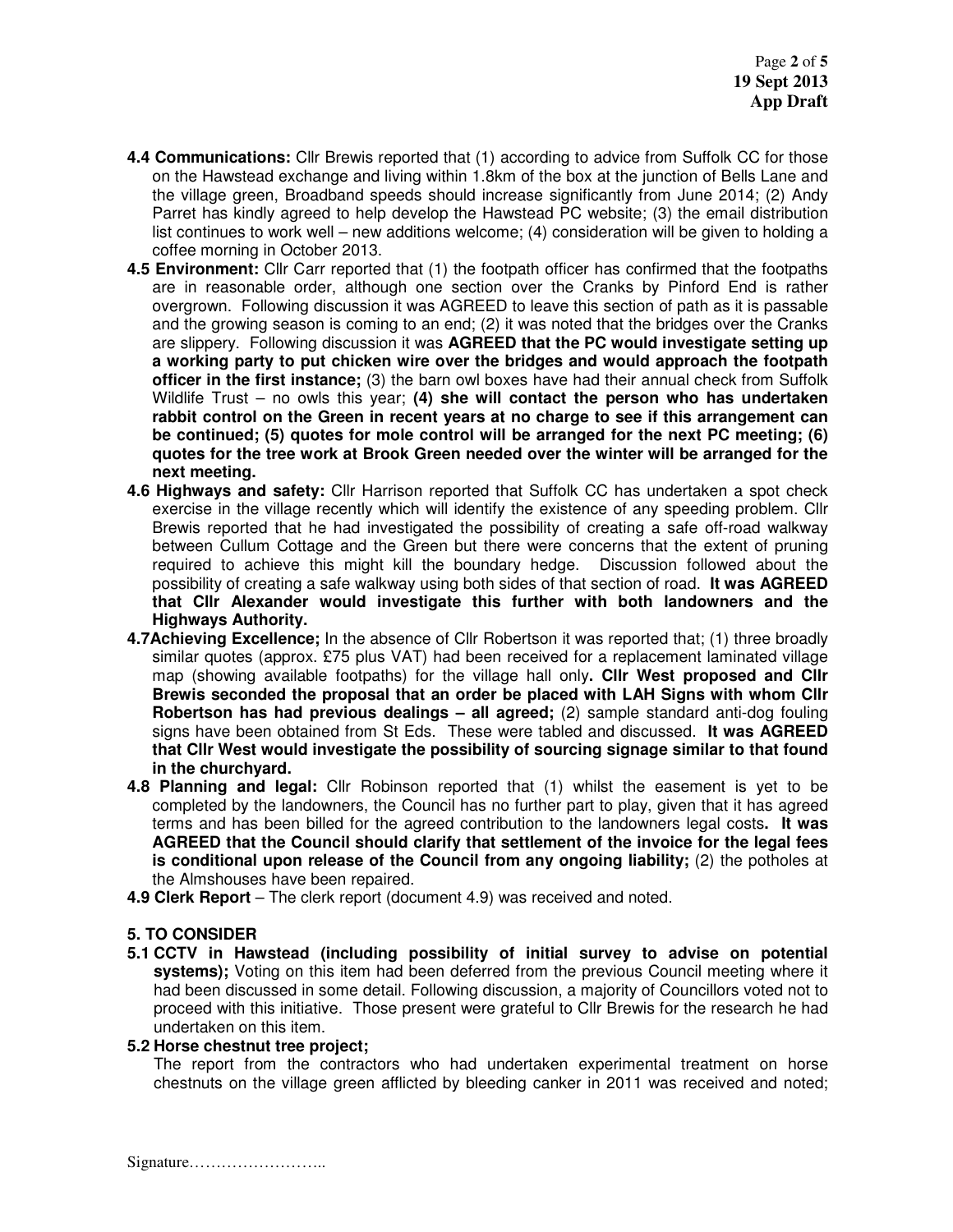- **4.4 Communications:** Cllr Brewis reported that (1) according to advice from Suffolk CC for those on the Hawstead exchange and living within 1.8km of the box at the junction of Bells Lane and the village green, Broadband speeds should increase significantly from June 2014; (2) Andy Parret has kindly agreed to help develop the Hawstead PC website; (3) the email distribution list continues to work well – new additions welcome; (4) consideration will be given to holding a coffee morning in October 2013.
- **4.5 Environment:** Cllr Carr reported that (1) the footpath officer has confirmed that the footpaths are in reasonable order, although one section over the Cranks by Pinford End is rather overgrown. Following discussion it was AGREED to leave this section of path as it is passable and the growing season is coming to an end; (2) it was noted that the bridges over the Cranks are slippery. Following discussion it was **AGREED that the PC would investigate setting up a working party to put chicken wire over the bridges and would approach the footpath officer in the first instance;** (3) the barn owl boxes have had their annual check from Suffolk Wildlife Trust – no owls this year; **(4) she will contact the person who has undertaken rabbit control on the Green in recent years at no charge to see if this arrangement can be continued; (5) quotes for mole control will be arranged for the next PC meeting; (6) quotes for the tree work at Brook Green needed over the winter will be arranged for the next meeting.**
- **4.6 Highways and safety:** Cllr Harrison reported that Suffolk CC has undertaken a spot check exercise in the village recently which will identify the existence of any speeding problem. Cllr Brewis reported that he had investigated the possibility of creating a safe off-road walkway between Cullum Cottage and the Green but there were concerns that the extent of pruning required to achieve this might kill the boundary hedge. Discussion followed about the possibility of creating a safe walkway using both sides of that section of road. **It was AGREED that Cllr Alexander would investigate this further with both landowners and the Highways Authority.**
- **4.7Achieving Excellence;** In the absence of Cllr Robertson it was reported that; (1) three broadly similar quotes (approx. £75 plus VAT) had been received for a replacement laminated village map (showing available footpaths) for the village hall only**. Cllr West proposed and Cllr Brewis seconded the proposal that an order be placed with LAH Signs with whom Cllr Robertson has had previous dealings – all agreed;** (2) sample standard anti-dog fouling signs have been obtained from St Eds. These were tabled and discussed. **It was AGREED that Cllr West would investigate the possibility of sourcing signage similar to that found in the churchyard.**
- **4.8 Planning and legal:** Cllr Robinson reported that (1) whilst the easement is yet to be completed by the landowners, the Council has no further part to play, given that it has agreed terms and has been billed for the agreed contribution to the landowners legal costs**. It was AGREED that the Council should clarify that settlement of the invoice for the legal fees is conditional upon release of the Council from any ongoing liability;** (2) the potholes at the Almshouses have been repaired.
- **4.9 Clerk Report** – The clerk report (document 4.9) was received and noted.

## 5. TO CONSIDER

- **5.1 CCTV in Hawstead (including possibility of initial survey to advise on potential systems);** Voting on this item had been deferred from the previous Council meeting where it had been discussed in some detail. Following discussion, a majority of Councillors voted not to proceed with this initiative. Those present were grateful to Cllr Brewis for the research he had undertaken on this item.
- **5.2 Horse chestnut tree project;**

  The report from the contractors who had undertaken experimental treatment on horse chestnuts on the village green afflicted by bleeding canker in 2011 was received and noted;

Signature……………………..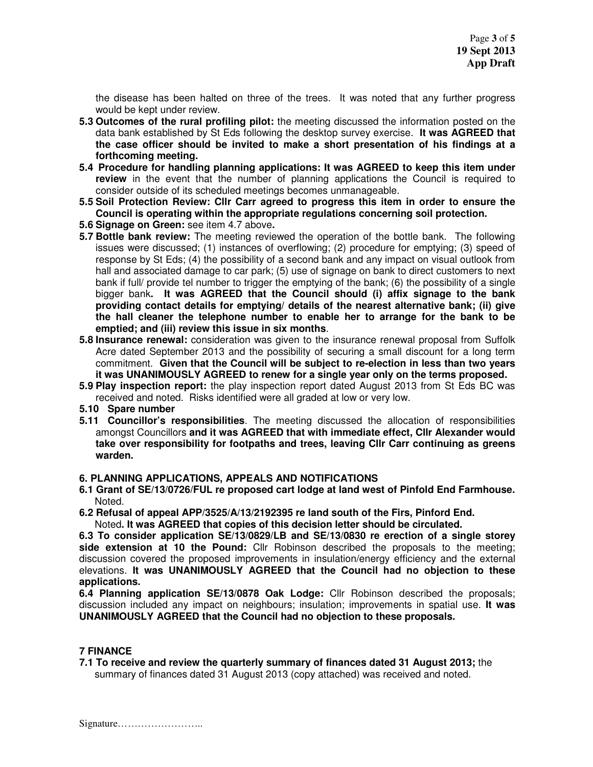the disease has been halted on three of the trees. It was noted that any further progress would be kept under review.

**5.3 Outcomes of the rural profiling pilot:** the meeting discussed the information posted on the data bank established by St Eds following the desktop survey exercise. **It was AGREED that the case officer should be invited to make a short presentation of his findings at a forthcoming meeting.**

**5.4 Procedure for handling planning applications: It was AGREED to keep this item under review** in the event that the number of planning applications the Council is required to consider outside of its scheduled meetings becomes unmanageable.

**5.5 Soil Protection Review: Cllr Carr agreed to progress this item in order to ensure the Council is operating within the appropriate regulations concerning soil protection.**

**5.6 Signage on Green:** see item 4.7 above**.**

**5.7 Bottle bank review:** The meeting reviewed the operation of the bottle bank. The following issues were discussed; (1) instances of overflowing; (2) procedure for emptying; (3) speed of response by St Eds; (4) the possibility of a second bank and any impact on visual outlook from hall and associated damage to car park; (5) use of signage on bank to direct customers to next bank if full/ provide tel number to trigger the emptying of the bank; (6) the possibility of a single bigger bank**. It was AGREED that the Council should (i) affix signage to the bank providing contact details for emptying/ details of the nearest alternative bank; (ii) give the hall cleaner the telephone number to enable her to arrange for the bank to be emptied; and (iii) review this issue in six months**.

**5.8 Insurance renewal:** consideration was given to the insurance renewal proposal from Suffolk Acre dated September 2013 and the possibility of securing a small discount for a long term commitment. **Given that the Council will be subject to re-election in less than two years it was UNANIMOUSLY AGREED to renew for a single year only on the terms proposed.**

**5.9 Play inspection report:** the play inspection report dated August 2013 from St Eds BC was received and noted. Risks identified were all graded at low or very low.

**5.10 Spare number**

**5.11 Councillor's responsibilities**. The meeting discussed the allocation of responsibilities amongst Councillors **and it was AGREED that with immediate effect, Cllr Alexander would take over responsibility for footpaths and trees, leaving Cllr Carr continuing as greens warden.**

## 6. PLANNING APPLICATIONS, APPEALS AND NOTIFICATIONS

**6.1 Grant of SE/13/0726/FUL re proposed cart lodge at land west of Pinfold End Farmhouse.** Noted.

**6.2 Refusal of appeal APP/3525/A/13/2192395 re land south of the Firs, Pinford End.** Noted**. It was AGREED that copies of this decision letter should be circulated.**

**6.3 To consider application SE/13/0829/LB and SE/13/0830 re erection of a single storey side extension at 10 the Pound:** Cllr Robinson described the proposals to the meeting; discussion covered the proposed improvements in insulation/energy efficiency and the external elevations. **It was UNANIMOUSLY AGREED that the Council had no objection to these applications.**

**6.4 Planning application SE/13/0878 Oak Lodge:** Cllr Robinson described the proposals; discussion included any impact on neighbours; insulation; improvements in spatial use. **It was UNANIMOUSLY AGREED that the Council had no objection to these proposals.**

## 7 FINANCE

**7.1 To receive and review the quarterly summary of finances dated 31 August 2013;** the summary of finances dated 31 August 2013 (copy attached) was received and noted.

Signature……………………..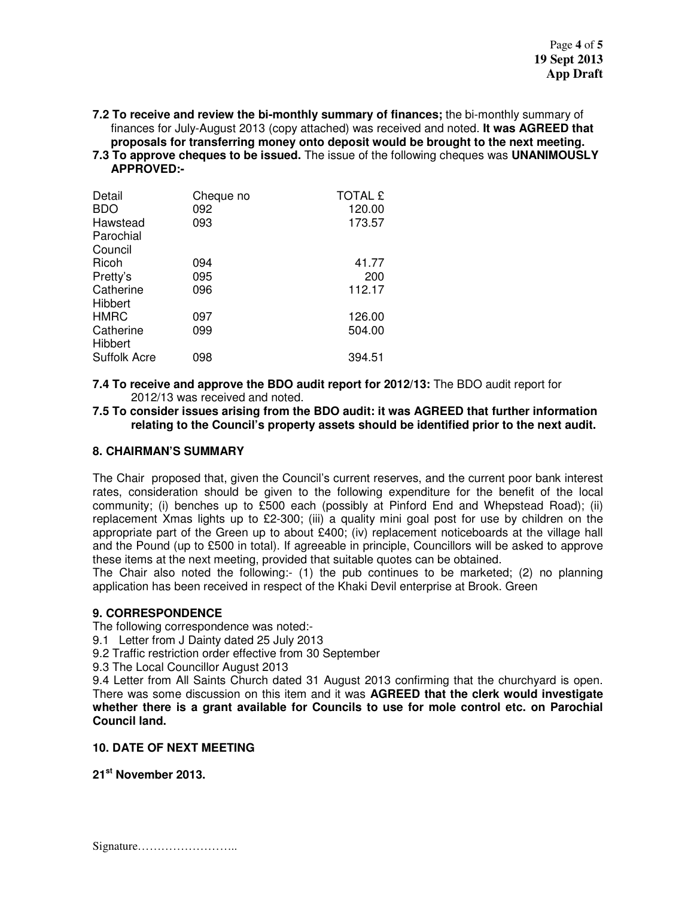**7.2 To receive and review the bi-monthly summary of finances;** the bi-monthly summary of finances for July-August 2013 (copy attached) was received and noted. **It was AGREED that proposals for transferring money onto deposit would be brought to the next meeting.**

**7.3 To approve cheques to be issued.** The issue of the following cheques was **UNANIMOUSLY APPROVED:-**

| Detail | Cheque no | TOTAL £ |
|---|---|---|
| BDO | 092 | 120.00 |
| Hawstead Parochial Council | 093 | 173.57 |
| Ricoh | 094 | 41.77 |
| Pretty's | 095 | 200 |
| Catherine Hibbert | 096 | 112.17 |
| HMRC | 097 | 126.00 |
| Catherine Hibbert | 099 | 504.00 |
| Suffolk Acre | 098 | 394.51 |

**7.4 To receive and approve the BDO audit report for 2012/13:** The BDO audit report for 2012/13 was received and noted.

**7.5 To consider issues arising from the BDO audit: it was AGREED that further information relating to the Council's property assets should be identified prior to the next audit.**

## 8. CHAIRMAN'S SUMMARY

The Chair proposed that, given the Council's current reserves, and the current poor bank interest rates, consideration should be given to the following expenditure for the benefit of the local community; (i) benches up to £500 each (possibly at Pinford End and Whepstead Road); (ii) replacement Xmas lights up to £2-300; (iii) a quality mini goal post for use by children on the appropriate part of the Green up to about £400; (iv) replacement noticeboards at the village hall and the Pound (up to £500 in total). If agreeable in principle, Councillors will be asked to approve these items at the next meeting, provided that suitable quotes can be obtained.

The Chair also noted the following:- (1) the pub continues to be marketed; (2) no planning application has been received in respect of the Khaki Devil enterprise at Brook. Green

## 9. CORRESPONDENCE

The following correspondence was noted:-

9.1 Letter from J Dainty dated 25 July 2013

9.2 Traffic restriction order effective from 30 September

9.3 The Local Councillor August 2013

9.4 Letter from All Saints Church dated 31 August 2013 confirming that the churchyard is open. There was some discussion on this item and it was **AGREED that the clerk would investigate whether there is a grant available for Councils to use for mole control etc. on Parochial Council land.**

## 10. DATE OF NEXT MEETING

**21st November 2013.**

Signature……………………..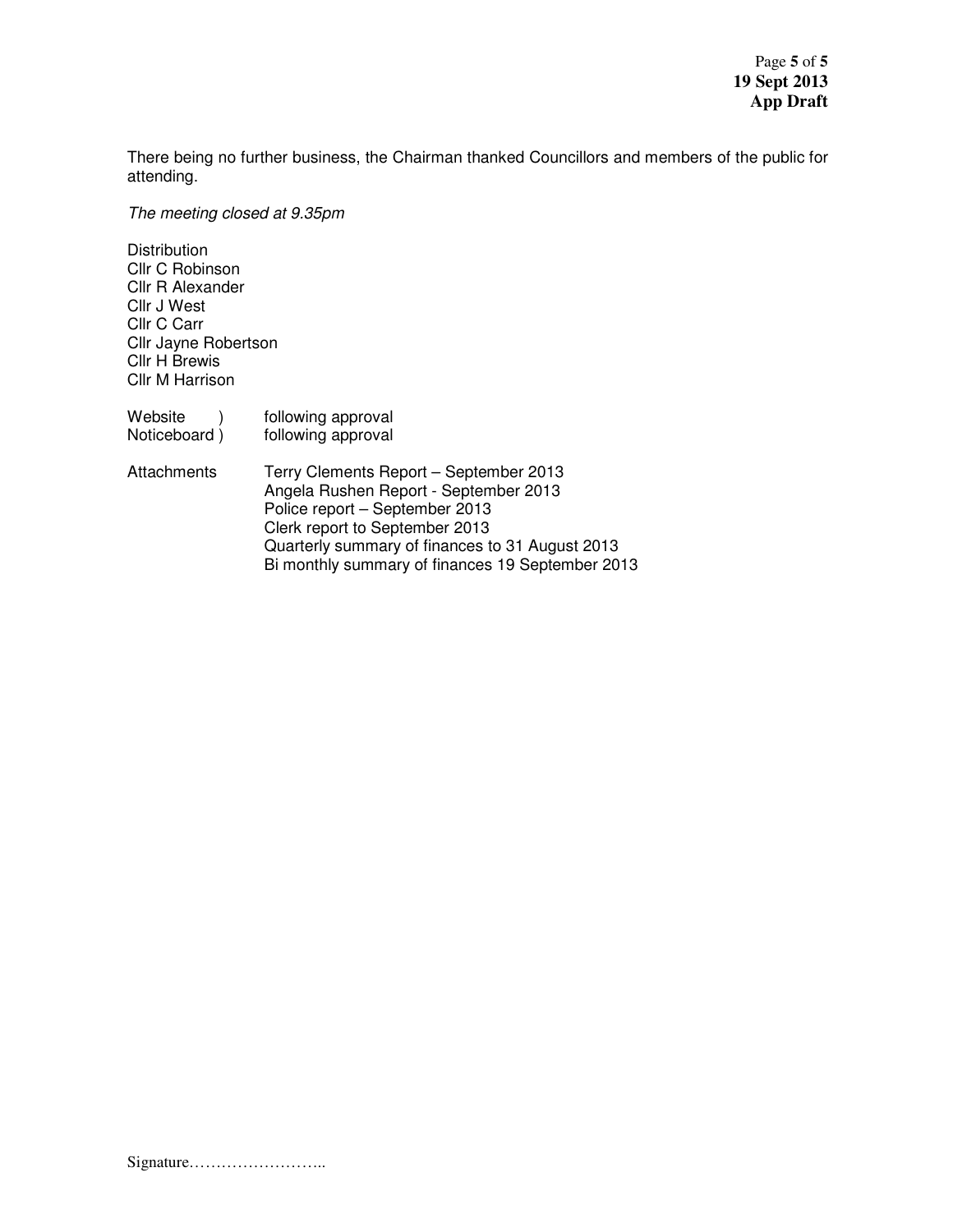There being no further business, the Chairman thanked Councillors and members of the public for attending.

*The meeting closed at 9.35pm*

Distribution
Cllr C Robinson
Cllr R Alexander
Cllr J West
Cllr C Carr
Cllr Jayne Robertson
Cllr H Brewis
Cllr M Harrison

| | |
|---|---|
| Website ) | following approval |
| Noticeboard ) | following approval |

| | |
|---|---|
| Attachments | Terry Clements Report – September 2013 |
| | Angela Rushen Report - September 2013 |
| | Police report – September 2013 |
| | Clerk report to September 2013 |
| | Quarterly summary of finances to 31 August 2013 |
| | Bi monthly summary of finances 19 September 2013 |

Signature……………………..